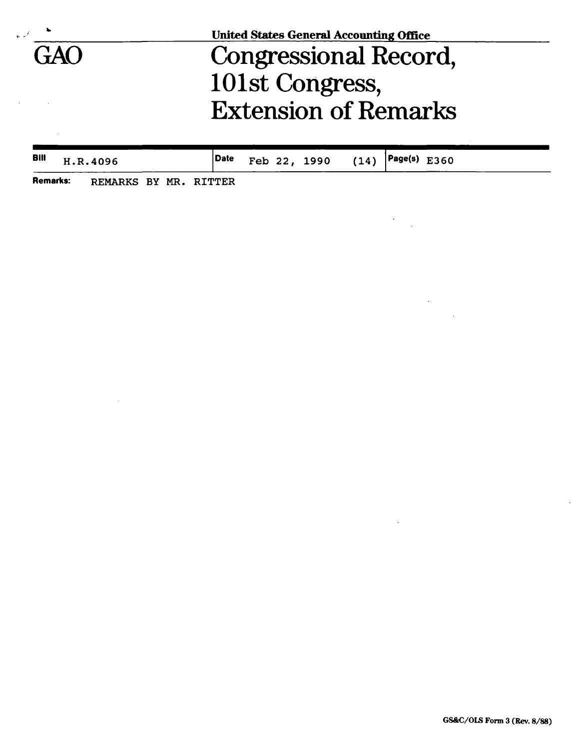United States General Accounting Office

# GAO

# Congressional Record, 101st Congress, Extension of Remarks

| Bill | H.R.4096 | Date | Feb 22, 1990 | (14) | Page(s) | E360 |
|---|---|---|---|---|---|---|

**Remarks:** REMARKS BY MR. RITTER

GS&C/OLS Form 3 (Rev. 8/88)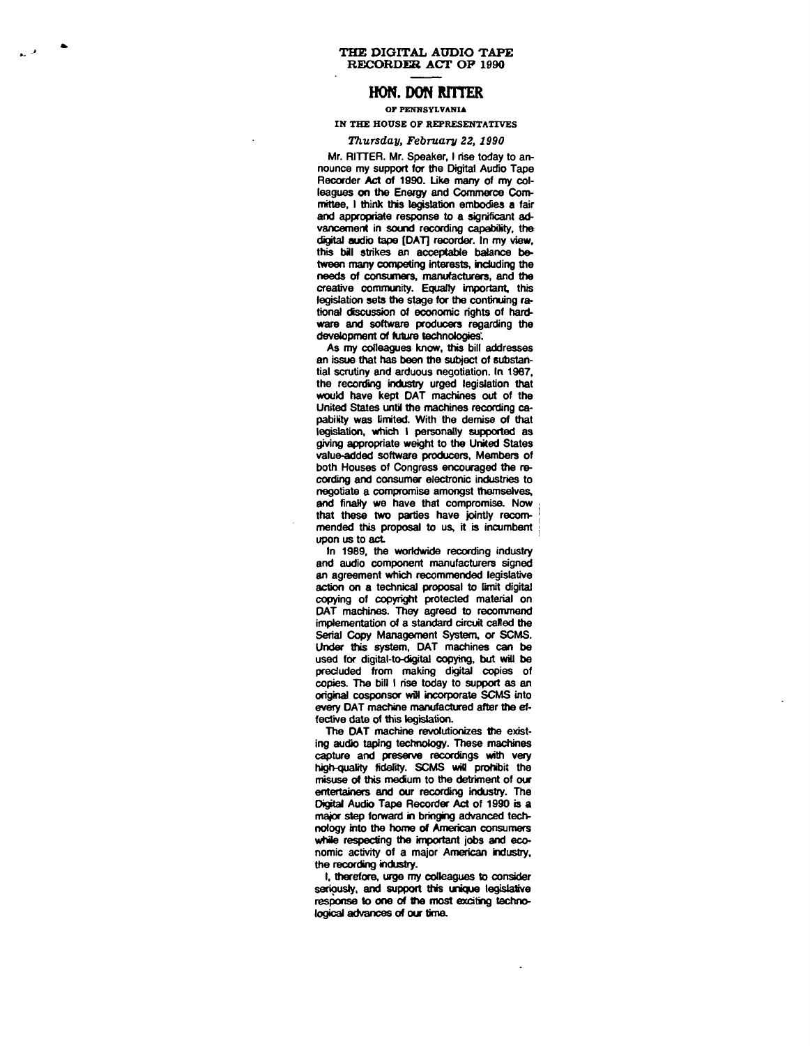# THE DIGITAL AUDIO TAPE RECORDER ACT OF 1990

## HON. DON RITTER

OF PENNSYLVANIA

IN THE HOUSE OF REPRESENTATIVES

*Thursday, February 22, 1990*

Mr. RITTER. Mr. Speaker, I rise today to announce my support for the Digital Audio Tape Recorder Act of 1990. Like many of my colleagues on the Energy and Commerce Committee, I think this legislation embodies a fair and appropriate response to a significant advancement in sound recording capability, the digital audio tape [DAT] recorder. In my view, this bill strikes an acceptable balance between many competing interests, including the needs of consumers, manufacturers, and the creative community. Equally important, this legislation sets the stage for the continuing rational discussion of economic rights of hardware and software producers regarding the development of future technologies.

As my colleagues know, this bill addresses an issue that has been the subject of substantial scrutiny and arduous negotiation. In 1987, the recording industry urged legislation that would have kept DAT machines out of the United States until the machines recording capability was limited. With the demise of that legislation, which I personally supported as giving appropriate weight to the United States value-added software producers, Members of both Houses of Congress encouraged the recording and consumer electronic industries to negotiate a compromise amongst themselves, and finally we have that compromise. Now that these two parties have jointly recommended this proposal to us, it is incumbent upon us to act.

In 1989, the worldwide recording industry and audio component manufacturers signed an agreement which recommended legislative action on a technical proposal to limit digital copying of copyright protected material on DAT machines. They agreed to recommend implementation of a standard circuit called the Serial Copy Management System, or SCMS. Under this system, DAT machines can be used for digital-to-digital copying, but will be precluded from making digital copies of copies. The bill I rise today to support as an original cosponsor will incorporate SCMS into every DAT machine manufactured after the effective date of this legislation.

The DAT machine revolutionizes the existing audio taping technology. These machines capture and preserve recordings with very high-quality fidelity. SCMS will prohibit the misuse of this medium to the detriment of our entertainers and our recording industry. The Digital Audio Tape Recorder Act of 1990 is a major step forward in bringing advanced technology into the home of American consumers while respecting the important jobs and economic activity of a major American industry, the recording industry.

I, therefore, urge my colleagues to consider seriously, and support this unique legislative response to one of the most exciting technological advances of our time.